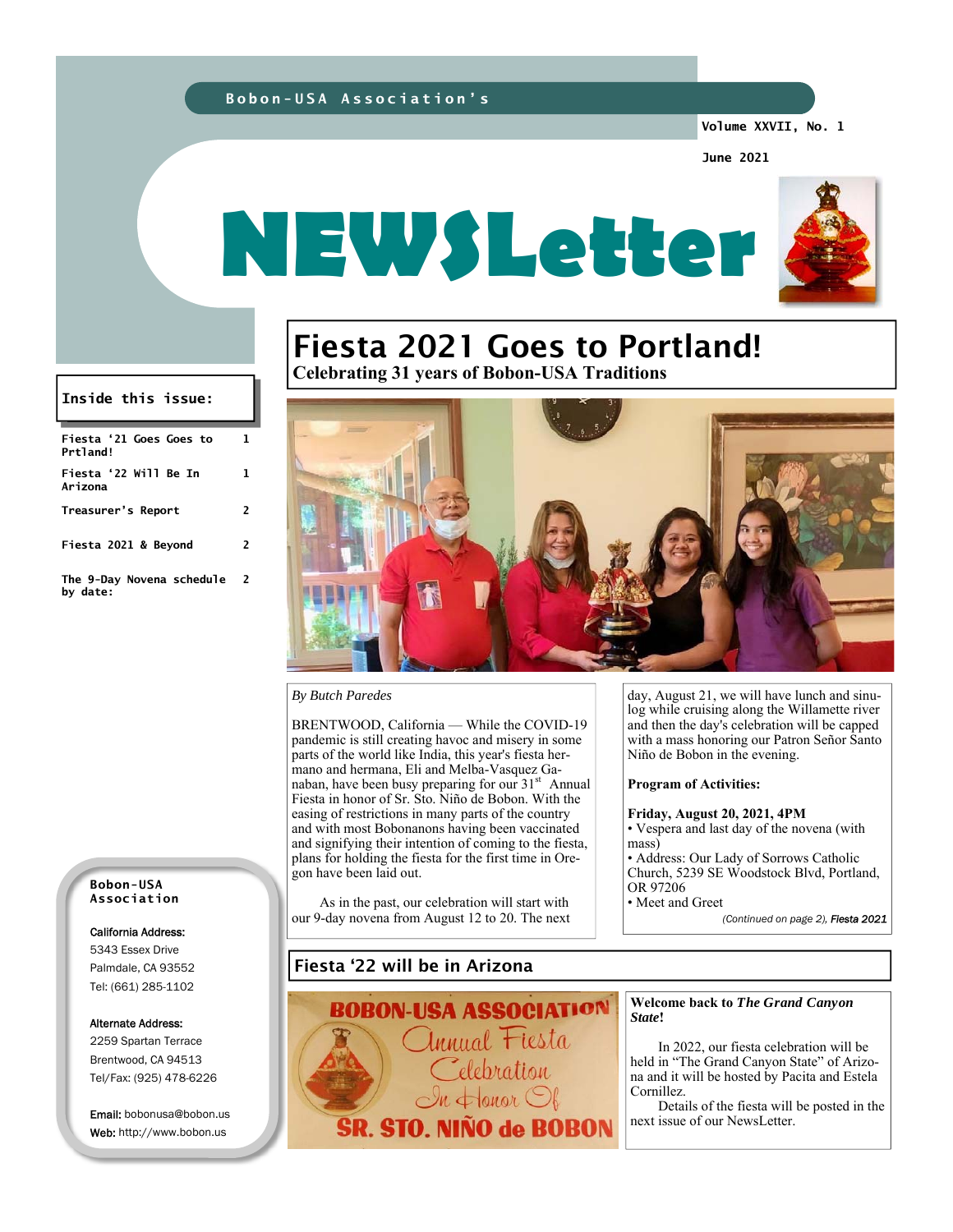Bobon-USA Association's

Volume XXVII, No. 1

June 2021

# NEWSLetter

**Inside this issue:**

| | |
|---|---|
| Fiesta '21 Goes Goes to Prtland! | 1 |
| Fiesta '22 Will Be In Arizona | 1 |
| Treasurer's Report | 2 |
| Fiesta 2021 & Beyond | 2 |
| The 9-Day Novena schedule by date: | 2 |

## Fiesta 2021 Goes to Portland!

**Celebrating 31 years of Bobon-USA Traditions**

*By Butch Paredes*

BRENTWOOD, California — While the COVID-19 pandemic is still creating havoc and misery in some parts of the world like India, this year's fiesta hermano and hermana, Eli and Melba-Vasquez Ganaban, have been busy preparing for our 31st Annual Fiesta in honor of Sr. Sto. Niño de Bobon. With the easing of restrictions in many parts of the country and with most Bobonanons having been vaccinated and signifying their intention of coming to the fiesta, plans for holding the fiesta for the first time in Oregon have been laid out.

As in the past, our celebration will start with our 9-day novena from August 12 to 20. The next day, August 21, we will have lunch and sinulog while cruising along the Willamette river and then the day's celebration will be capped with a mass honoring our Patron Señor Santo Niño de Bobon in the evening.

**Program of Activities:**

**Friday, August 20, 2021, 4PM**

- Vespera and last day of the novena (with mass)
- Address: Our Lady of Sorrows Catholic Church, 5239 SE Woodstock Blvd, Portland, OR 97206
- Meet and Greet

*(Continued on page 2), Fiesta 2021*

## Fiesta '22 will be in Arizona

BOBON-USA ASSOCIATION
Annual Fiesta Celebration In Honor Of
SR. STO. NIÑO de BOBON

**Welcome back to *The Grand Canyon State*!**

In 2022, our fiesta celebration will be held in "The Grand Canyon State" of Arizona and it will be hosted by Pacita and Estela Cornillez.

Details of the fiesta will be posted in the next issue of our NewsLetter.

**Bobon-USA Association**

California Address:
5343 Essex Drive
Palmdale, CA 93552
Tel: (661) 285-1102

Alternate Address:
2259 Spartan Terrace
Brentwood, CA 94513
Tel/Fax: (925) 478-6226

Email: bobonusa@bobon.us
Web: http://www.bobon.us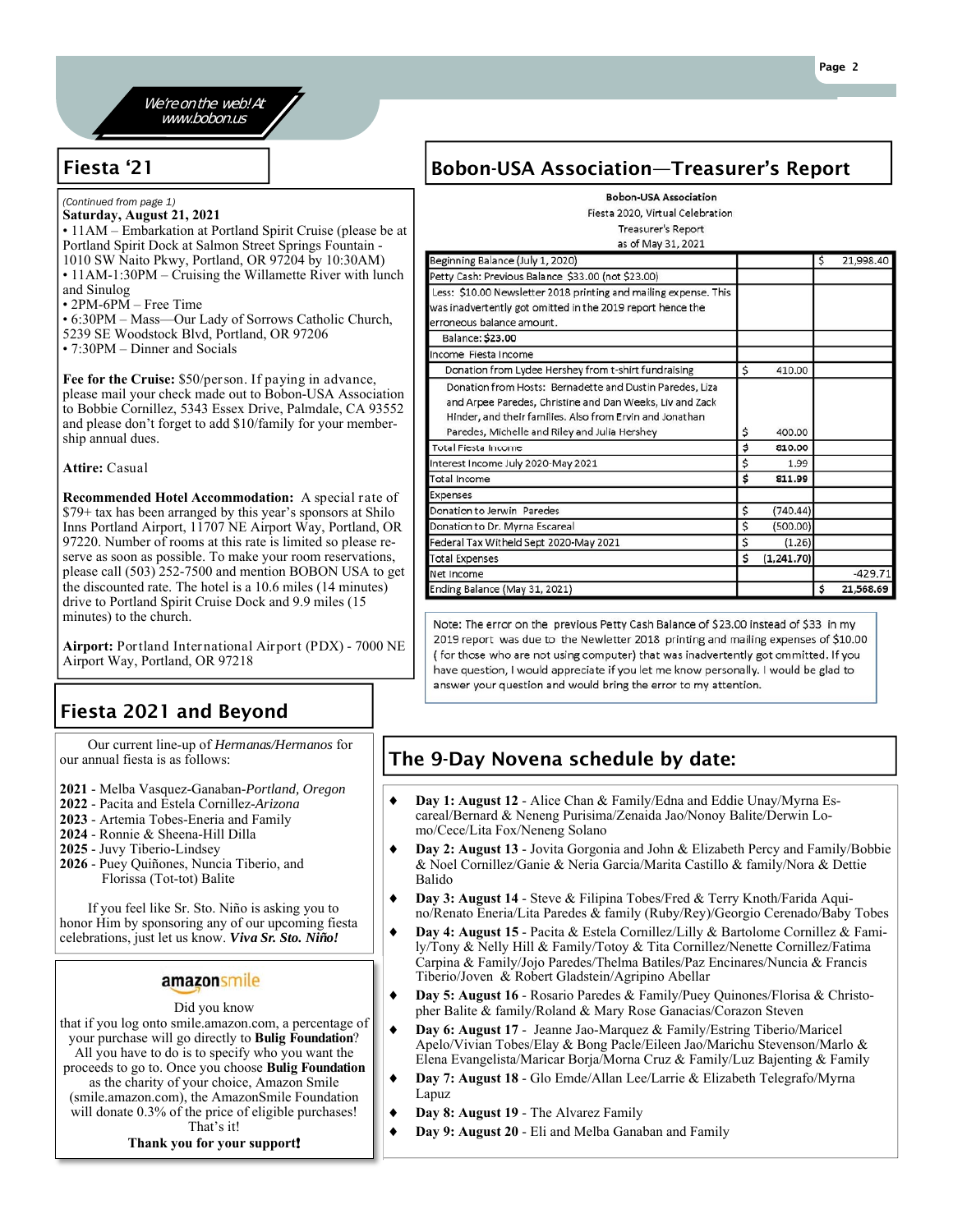We're on the web! At www.bobon.us

## Fiesta '21

*(Continued from page 1)*

**Saturday, August 21, 2021**

- 11AM – Embarkation at Portland Spirit Cruise (please be at Portland Spirit Dock at Salmon Street Springs Fountain - 1010 SW Naito Pkwy, Portland, OR 97204 by 10:30AM)
- 11AM-1:30PM – Cruising the Willamette River with lunch and Sinulog
- 2PM-6PM – Free Time
- 6:30PM – Mass—Our Lady of Sorrows Catholic Church, 5239 SE Woodstock Blvd, Portland, OR 97206
- 7:30PM – Dinner and Socials

**Fee for the Cruise:** $50/person. If paying in advance, please mail your check made out to Bobon-USA Association to Bobbie Cornillez, 5343 Essex Drive, Palmdale, CA 93552 and please don't forget to add $10/family for your membership annual dues.

**Attire:** Casual

**Recommended Hotel Accommodation:** A special rate of $79+ tax has been arranged by this year's sponsors at Shilo Inns Portland Airport, 11707 NE Airport Way, Portland, OR 97220. Number of rooms at this rate is limited so please reserve as soon as possible. To make your room reservations, please call (503) 252-7500 and mention BOBON USA to get the discounted rate. The hotel is a 10.6 miles (14 minutes) drive to Portland Spirit Cruise Dock and 9.9 miles (15 minutes) to the church.

**Airport:** Portland International Airport (PDX) - 7000 NE Airport Way, Portland, OR 97218

## Fiesta 2021 and Beyond

Our current line-up of *Hermanas/Hermanos* for our annual fiesta is as follows:

**2021** - Melba Vasquez-Ganaban-*Portland, Oregon*
**2022** - Pacita and Estela Cornillez-*Arizona*
**2023** - Artemia Tobes-Eneria and Family
**2024** - Ronnie & Sheena-Hill Dilla
**2025** - Juvy Tiberio-Lindsey
**2026** - Puey Quiñones, Nuncia Tiberio, and Florissa (Tot-tot) Balite

If you feel like Sr. Sto. Niño is asking you to honor Him by sponsoring any of our upcoming fiesta celebrations, just let us know. ***Viva Sr. Sto. Niño!***

**amazonsmile**

Did you know that if you log onto smile.amazon.com, a percentage of your purchase will go directly to **Bulig Foundation**? All you have to do is to specify who you want the proceeds to go to. Once you choose **Bulig Foundation** as the charity of your choice, Amazon Smile (smile.amazon.com), the AmazonSmile Foundation will donate 0.3% of the price of eligible purchases! That's it!

**Thank you for your support!**

## Bobon-USA Association—Treasurer's Report

**Bobon-USA Association**
Fiesta 2020, Virtual Celebration
Treasurer's Report
as of May 31, 2021

| | | |
|---|---|---|
| Beginning Balance (July 1, 2020) | | $ 21,998.40 |
| Petty Cash: Previous Balance $33.00 (not $23.00) | | |
| Less: $10.00 Newsletter 2018 printing and mailing expense. This was inadvertently got omitted in the 2019 report hence the erroneous balance amount. | | |
| Balance: $23.00 | | |
| Income Fiesta Income | | |
| Donation from Lydee Hershey from t-shirt fundraising | $ 410.00 | |
| Donation from Hosts: Bernadette and Dustin Paredes, Liza and Arpee Paredes, Christine and Dan Weeks, Liv and Zack Hinder, and their families. Also from Ervin and Jonathan Paredes, Michelle and Riley and Julia Hershey | $ 400.00 | |
| Total Fiesta Income | $ 810.00 | |
| Interest Income July 2020-May 2021 | $ 1.99 | |
| Total Income | $ 811.99 | |
| Expenses | | |
| Donation to Jerwin Paredes | $ (740.44) | |
| Donation to Dr. Myrna Escareal | $ (500.00) | |
| Federal Tax Witheld Sept 2020-May 2021 | $ (1.26) | |
| Total Expenses | $ (1,241.70) | |
| Net Income | | -429.71 |
| Ending Balance (May 31, 2021) | | $ 21,568.69 |

Note: The error on the previous Petty Cash Balance of $23.00 instead of $33 in my 2019 report was due to the Newletter 2018 printing and mailing expenses of $10.00 ( for those who are not using computer) that was inadvertently got ommitted. If you have question, I would appreciate if you let me know personally. I would be glad to answer your question and would bring the error to my attention.

## The 9-Day Novena schedule by date:

- **Day 1: August 12** - Alice Chan & Family/Edna and Eddie Unay/Myrna Escareal/Bernard & Neneng Purisima/Zenaida Jao/Nonoy Balite/Derwin Lomo/Cece/Lita Fox/Neneng Solano
- **Day 2: August 13** - Jovita Gorgonia and John & Elizabeth Percy and Family/Bobbie & Noel Cornillez/Ganie & Neria Garcia/Marita Castillo & family/Nora & Dettie Balido
- **Day 3: August 14** - Steve & Filipina Tobes/Fred & Terry Knoth/Farida Aquino/Renato Eneria/Lita Paredes & family (Ruby/Rey)/Georgio Cerenado/Baby Tobes
- **Day 4: August 15** - Pacita & Estela Cornillez/Lilly & Bartolome Cornillez & Family/Tony & Nelly Hill & Family/Totoy & Tita Cornillez/Nenette Cornillez/Fatima Carpina & Family/Jojo Paredes/Thelma Batiles/Paz Encinares/Nuncia & Francis Tiberio/Joven & Robert Gladstein/Agripino Abellar
- **Day 5: August 16** - Rosario Paredes & Family/Puey Quinones/Florisa & Christopher Balite & family/Roland & Mary Rose Ganacias/Corazon Steven
- **Day 6: August 17** - Jeanne Jao-Marquez & Family/Estring Tiberio/Maricel Apelo/Vivian Tobes/Elay & Bong Pacle/Eileen Jao/Marichu Stevenson/Marlo & Elena Evangelista/Maricar Borja/Morna Cruz & Family/Luz Bajenting & Family
- **Day 7: August 18** - Glo Emde/Allan Lee/Larrie & Elizabeth Telegrafo/Myrna Lapuz
- **Day 8: August 19** - The Alvarez Family
- **Day 9: August 20** - Eli and Melba Ganaban and Family